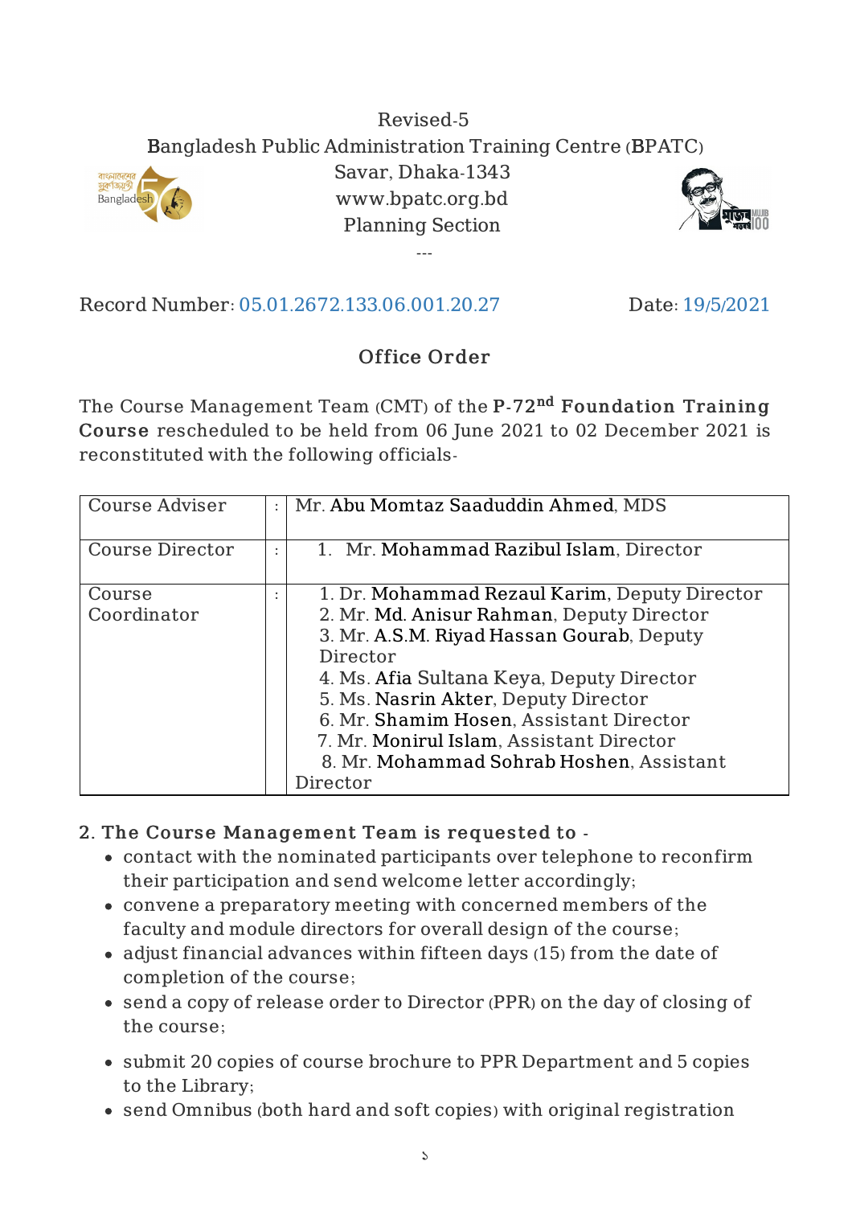Revised-5

Bangladesh Public Administration Training Centre (BPATC)

Savar, Dhaka-1343

www.bpatc.org.bd

Planning Section

---

Record Number: 05.01.2672.133.06.001.20.27 Date: 19/5/2021

## Office Order

The Course Management Team (CMT) of the **P-72nd Foundation Training Course** rescheduled to be held from 06 June 2021 to 02 December 2021 is reconstituted with the following officials-

| | | |
|---|---|---|
| Course Adviser | : | Mr. Abu Momtaz Saaduddin Ahmed, MDS |
| Course Director | : | 1. Mr. Mohammad Razibul Islam, Director |
| Course Coordinator | : | 1. Dr. Mohammad Rezaul Karim, Deputy Director<br>2. Mr. Md. Anisur Rahman, Deputy Director<br>3. Mr. A.S.M. Riyad Hassan Gourab, Deputy Director<br>4. Ms. Afia Sultana Keya, Deputy Director<br>5. Ms. Nasrin Akter, Deputy Director<br>6. Mr. Shamim Hosen, Assistant Director<br>7. Mr. Monirul Islam, Assistant Director<br>8. Mr. Mohammad Sohrab Hoshen, Assistant Director |

**2. The Course Management Team is requested to -**

- contact with the nominated participants over telephone to reconfirm their participation and send welcome letter accordingly;
- convene a preparatory meeting with concerned members of the faculty and module directors for overall design of the course;
- adjust financial advances within fifteen days (15) from the date of completion of the course;
- send a copy of release order to Director (PPR) on the day of closing of the course;
- submit 20 copies of course brochure to PPR Department and 5 copies to the Library;
- send Omnibus (both hard and soft copies) with original registration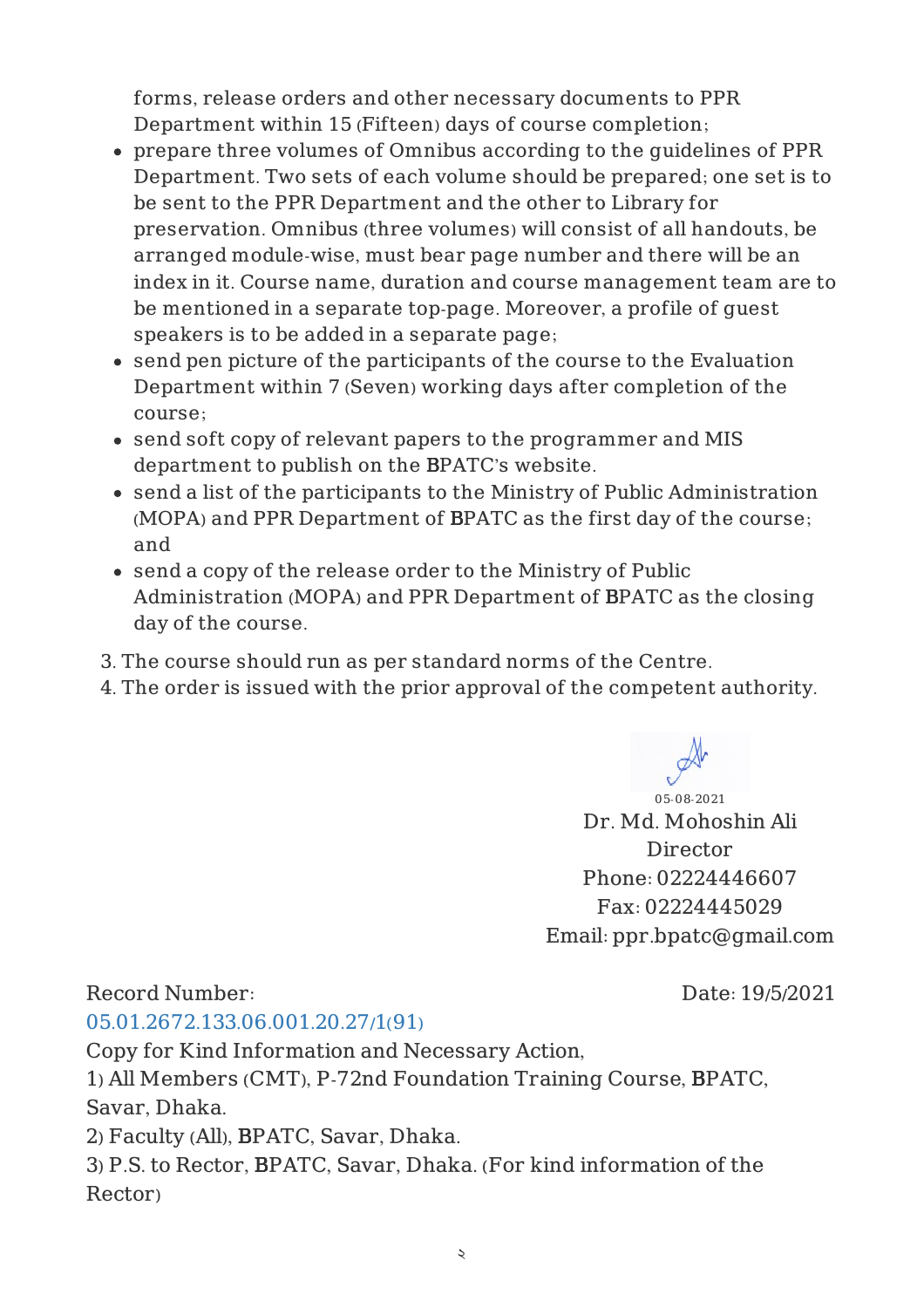forms, release orders and other necessary documents to PPR Department within 15 (Fifteen) days of course completion;

- prepare three volumes of Omnibus according to the guidelines of PPR Department. Two sets of each volume should be prepared; one set is to be sent to the PPR Department and the other to Library for preservation. Omnibus (three volumes) will consist of all handouts, be arranged module-wise, must bear page number and there will be an index in it. Course name, duration and course management team are to be mentioned in a separate top-page. Moreover, a profile of guest speakers is to be added in a separate page;
- send pen picture of the participants of the course to the Evaluation Department within 7 (Seven) working days after completion of the course;
- send soft copy of relevant papers to the programmer and MIS department to publish on the BPATC's website.
- send a list of the participants to the Ministry of Public Administration (MOPA) and PPR Department of BPATC as the first day of the course; and
- send a copy of the release order to the Ministry of Public Administration (MOPA) and PPR Department of BPATC as the closing day of the course.

3. The course should run as per standard norms of the Centre.
4. The order is issued with the prior approval of the competent authority.

05-08-2021
Dr. Md. Mohoshin Ali
Director
Phone: 02224446607
Fax: 02224445029
Email: ppr.bpatc@gmail.com

Record Number: 05.01.2672.133.06.001.20.27/1(91)

Date: 19/5/2021

Copy for Kind Information and Necessary Action,

1) All Members (CMT), P-72nd Foundation Training Course, BPATC, Savar, Dhaka.
2) Faculty (All), BPATC, Savar, Dhaka.
3) P.S. to Rector, BPATC, Savar, Dhaka. (For kind information of the Rector)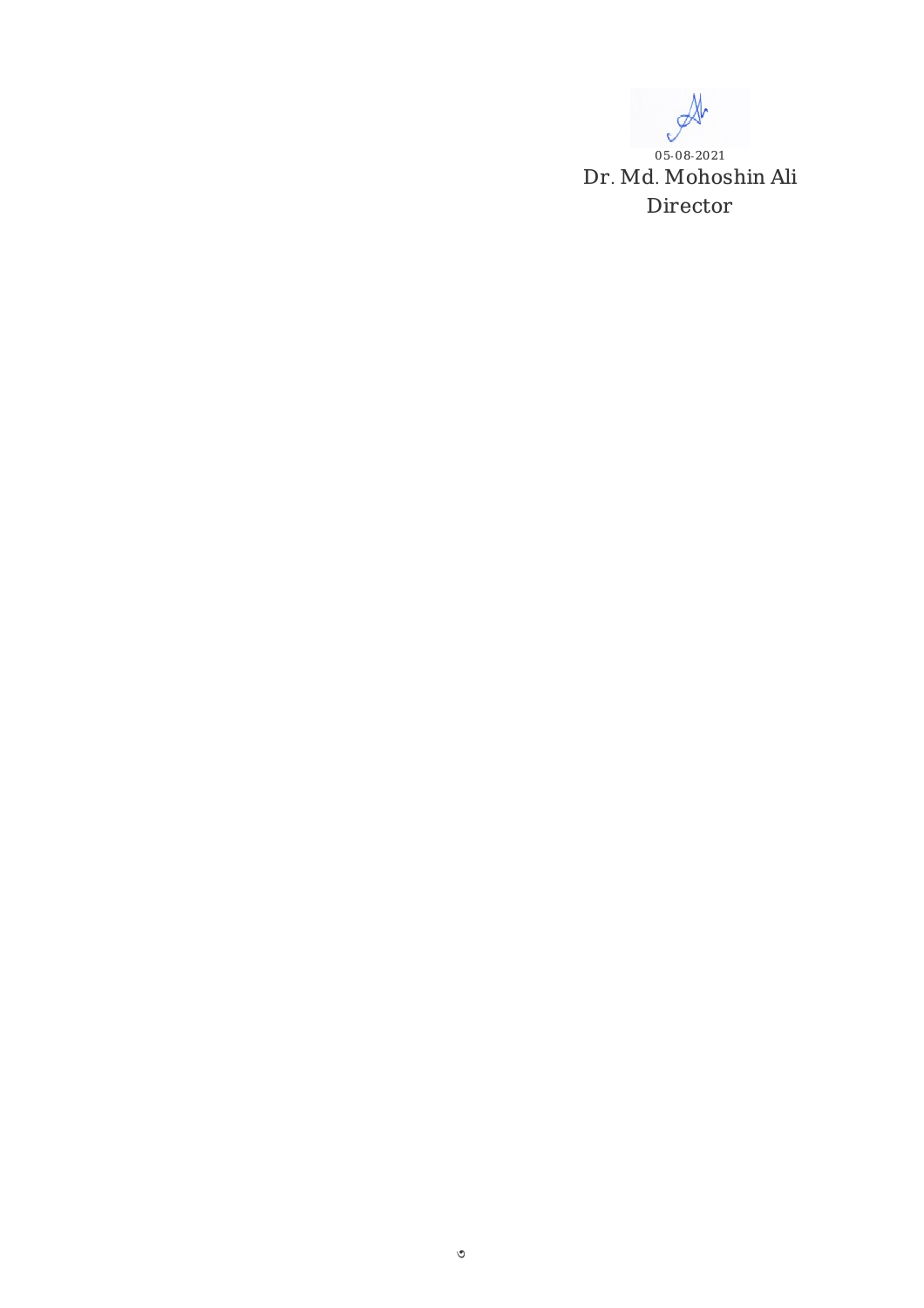05-08-2021

Dr. Md. Mohoshin Ali

Director